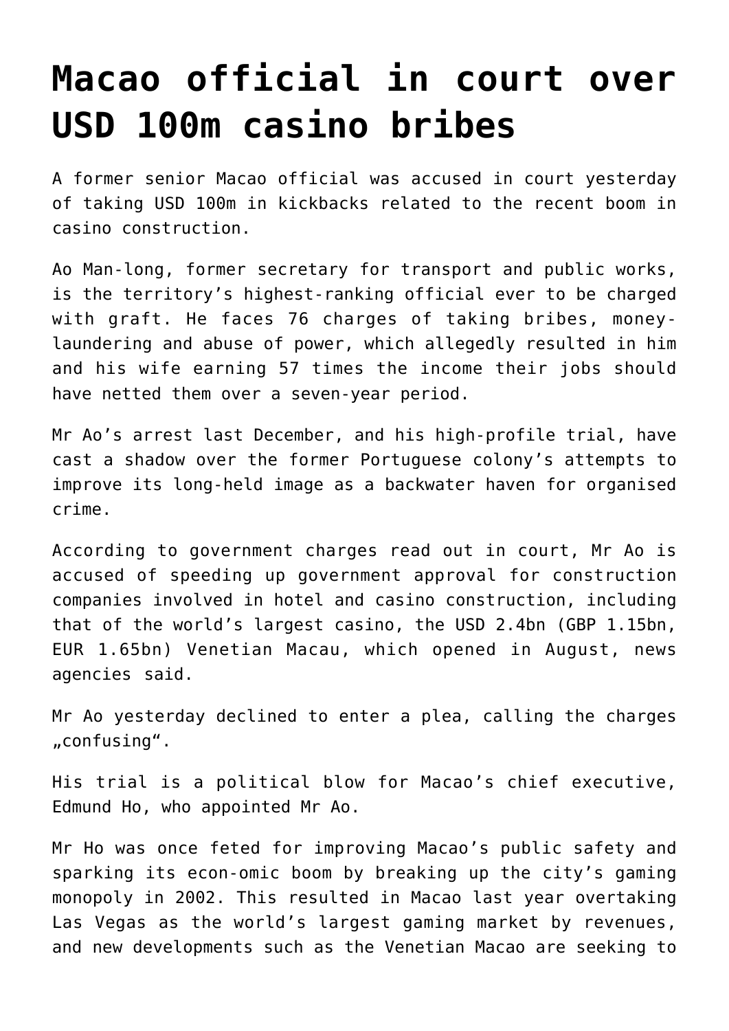# Macao official in court over USD 100m casino bribes

A former senior Macao official was accused in court yesterday of taking USD 100m in kickbacks related to the recent boom in casino construction.

Ao Man-long, former secretary for transport and public works, is the territory's highest-ranking official ever to be charged with graft. He faces 76 charges of taking bribes, money-laundering and abuse of power, which allegedly resulted in him and his wife earning 57 times the income their jobs should have netted them over a seven-year period.

Mr Ao's arrest last December, and his high-profile trial, have cast a shadow over the former Portuguese colony's attempts to improve its long-held image as a backwater haven for organised crime.

According to government charges read out in court, Mr Ao is accused of speeding up government approval for construction companies involved in hotel and casino construction, including that of the world's largest casino, the USD 2.4bn (GBP 1.15bn, EUR 1.65bn) Venetian Macau, which opened in August, news agencies said.

Mr Ao yesterday declined to enter a plea, calling the charges „confusing".

His trial is a political blow for Macao's chief executive, Edmund Ho, who appointed Mr Ao.

Mr Ho was once feted for improving Macao's public safety and sparking its econ-omic boom by breaking up the city's gaming monopoly in 2002. This resulted in Macao last year overtaking Las Vegas as the world's largest gaming market by revenues, and new developments such as the Venetian Macao are seeking to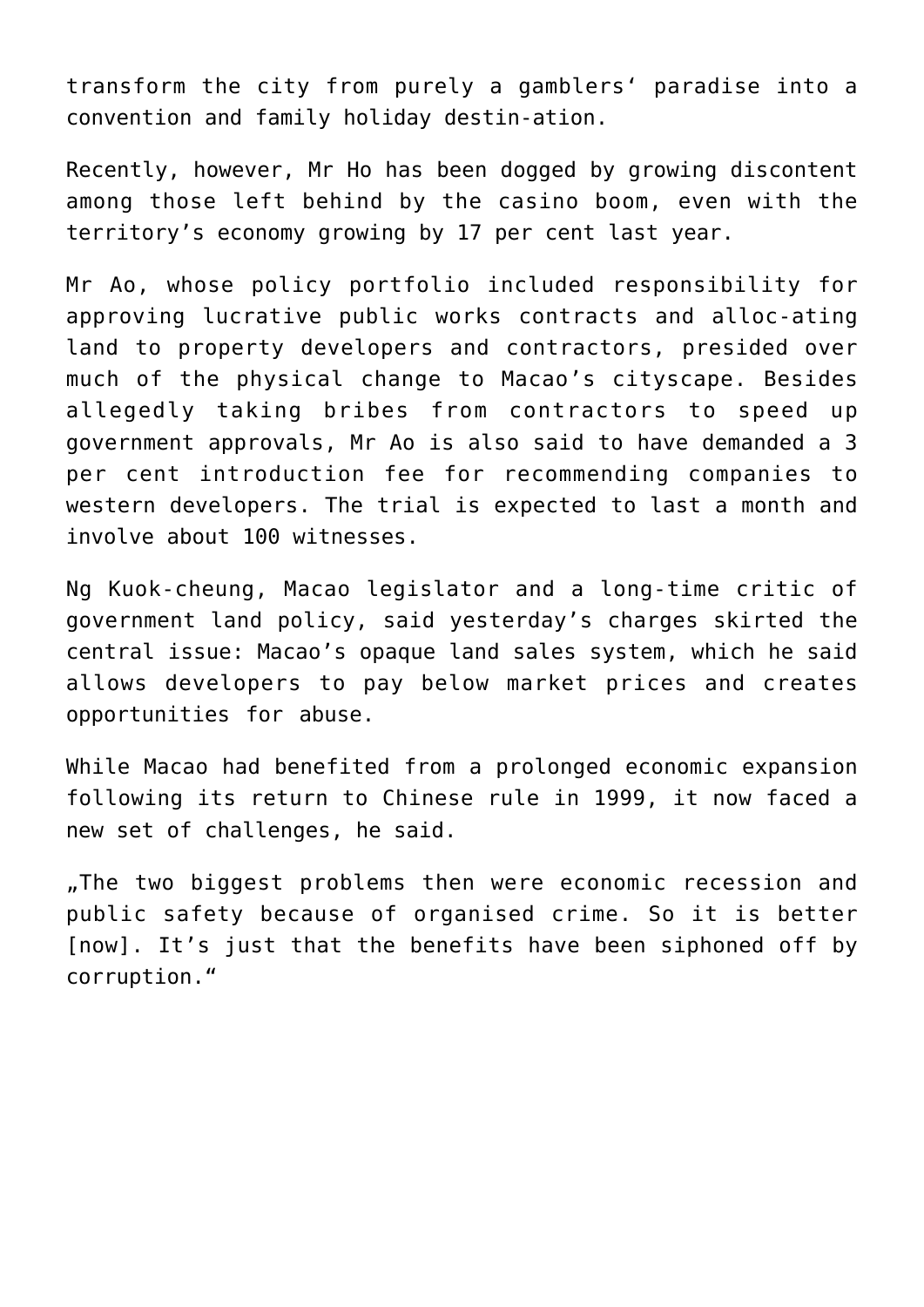transform the city from purely a gamblers' paradise into a convention and family holiday destin-ation.

Recently, however, Mr Ho has been dogged by growing discontent among those left behind by the casino boom, even with the territory's economy growing by 17 per cent last year.

Mr Ao, whose policy portfolio included responsibility for approving lucrative public works contracts and alloc-ating land to property developers and contractors, presided over much of the physical change to Macao's cityscape. Besides allegedly taking bribes from contractors to speed up government approvals, Mr Ao is also said to have demanded a 3 per cent introduction fee for recommending companies to western developers. The trial is expected to last a month and involve about 100 witnesses.

Ng Kuok-cheung, Macao legislator and a long-time critic of government land policy, said yesterday's charges skirted the central issue: Macao's opaque land sales system, which he said allows developers to pay below market prices and creates opportunities for abuse.

While Macao had benefited from a prolonged economic expansion following its return to Chinese rule in 1999, it now faced a new set of challenges, he said.

„The two biggest problems then were economic recession and public safety because of organised crime. So it is better [now]. It's just that the benefits have been siphoned off by corruption."